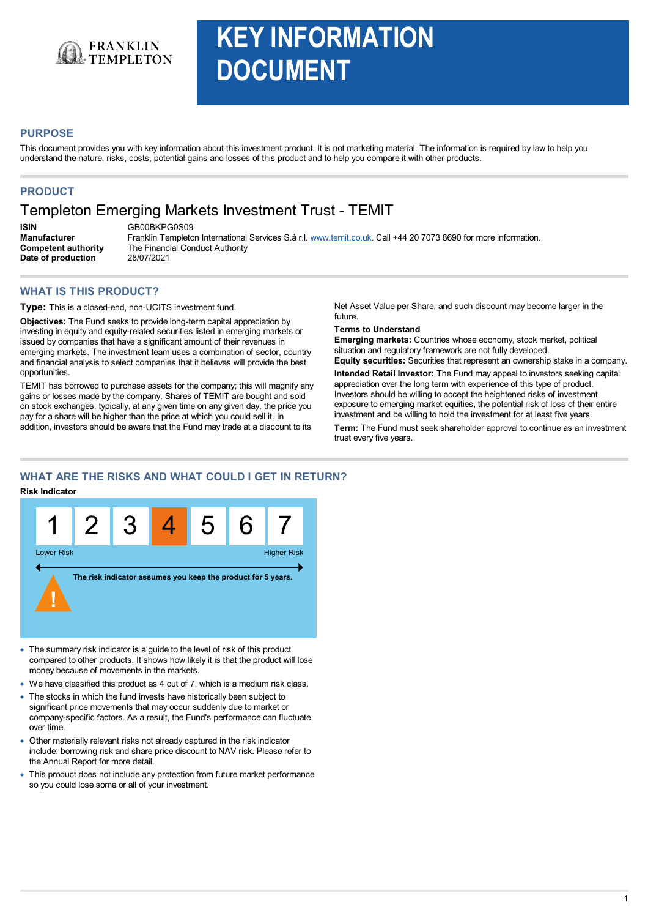# KEY INFORMATION DOCUMENT

## PURPOSE

This document provides you with key information about this investment product. It is not marketing material. The information is required by law to help you understand the nature, risks, costs, potential gains and losses of this product and to help you compare it with other products.

## PRODUCT

### Templeton Emerging Markets Investment Trust - TEMIT

| | |
|---|---|
| **ISIN** | GB00BKPG0S09 |
| **Manufacturer** | Franklin Templeton International Services S.à r.l. www.temit.co.uk. Call +44 20 7073 8690 for more information. |
| **Competent authority** | The Financial Conduct Authority |
| **Date of production** | 28/07/2021 |

## WHAT IS THIS PRODUCT?

**Type:** This is a closed-end, non-UCITS investment fund.

**Objectives:** The Fund seeks to provide long-term capital appreciation by investing in equity and equity-related securities listed in emerging markets or issued by companies that have a significant amount of their revenues in emerging markets. The investment team uses a combination of sector, country and financial analysis to select companies that it believes will provide the best opportunities.

TEMIT has borrowed to purchase assets for the company; this will magnify any gains or losses made by the company. Shares of TEMIT are bought and sold on stock exchanges, typically, at any given time on any given day, the price you pay for a share will be higher than the price at which you could sell it. In addition, investors should be aware that the Fund may trade at a discount to its Net Asset Value per Share, and such discount may become larger in the future.

**Terms to Understand**

**Emerging markets:** Countries whose economy, stock market, political situation and regulatory framework are not fully developed.

**Equity securities:** Securities that represent an ownership stake in a company.

**Intended Retail Investor:** The Fund may appeal to investors seeking capital appreciation over the long term with experience of this type of product. Investors should be willing to accept the heightened risks of investment exposure to emerging market equities, the potential risk of loss of their entire investment and be willing to hold the investment for at least five years.

**Term:** The Fund must seek shareholder approval to continue as an investment trust every five years.

## WHAT ARE THE RISKS AND WHAT COULD I GET IN RETURN?

**Risk Indicator**

| 1 | 2 | 3 | **4** | 5 | 6 | 7 |
|---|---|---|---|---|---|---|

Lower Risk — Higher Risk

**The risk indicator assumes you keep the product for 5 years.**

- The summary risk indicator is a guide to the level of risk of this product compared to other products. It shows how likely it is that the product will lose money because of movements in the markets.
- We have classified this product as 4 out of 7, which is a medium risk class.
- The stocks in which the fund invests have historically been subject to significant price movements that may occur suddenly due to market or company-specific factors. As a result, the Fund's performance can fluctuate over time.
- Other materially relevant risks not already captured in the risk indicator include: borrowing risk and share price discount to NAV risk. Please refer to the Annual Report for more detail.
- This product does not include any protection from future market performance so you could lose some or all of your investment.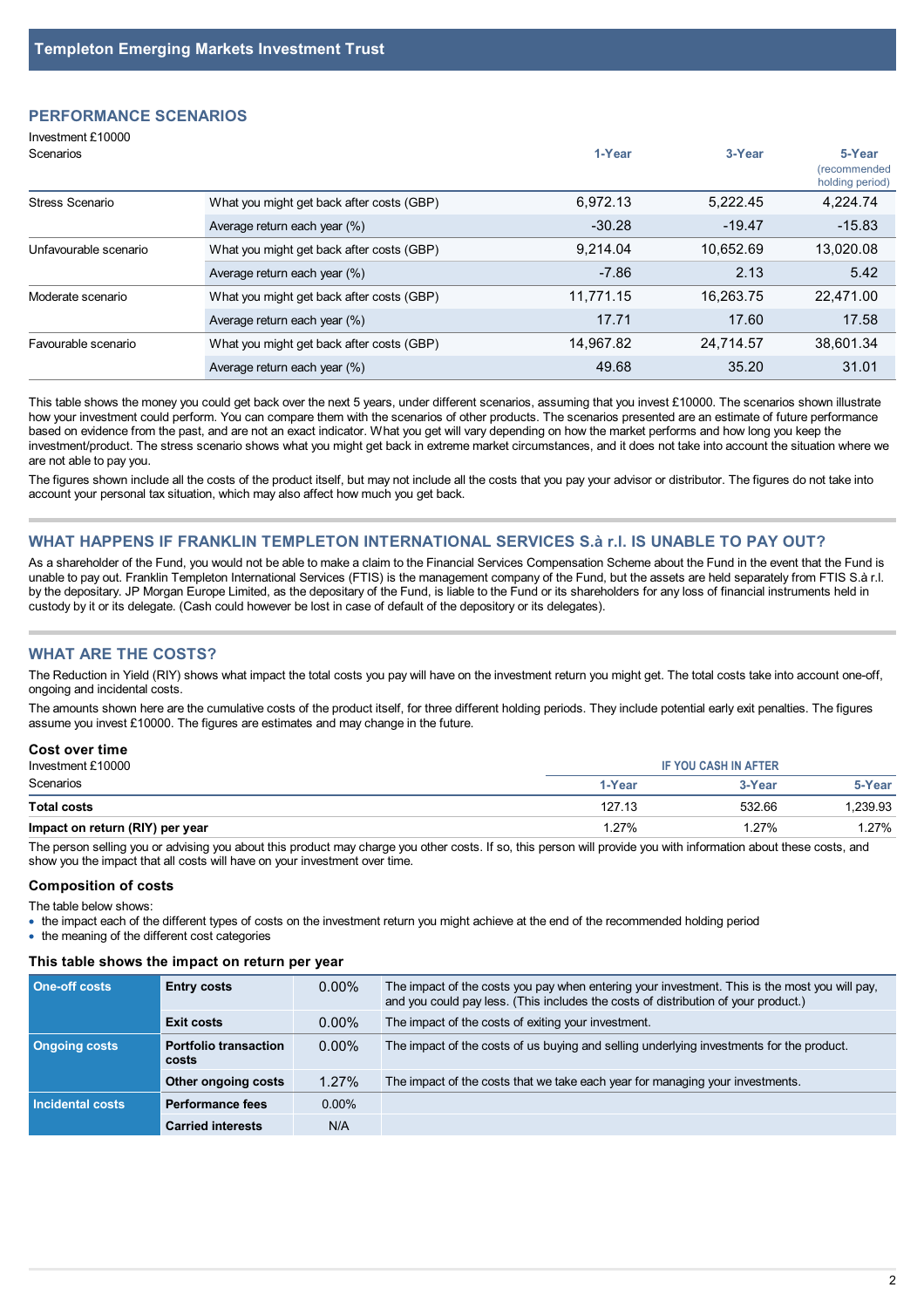# Templeton Emerging Markets Investment Trust

## PERFORMANCE SCENARIOS

Investment £10000

| Scenarios | | 1-Year | 3-Year | 5-Year (recommended holding period) |
|---|---|---|---|---|
| Stress Scenario | What you might get back after costs (GBP) | 6,972.13 | 5,222.45 | 4,224.74 |
| | Average return each year (%) | -30.28 | -19.47 | -15.83 |
| Unfavourable scenario | What you might get back after costs (GBP) | 9,214.04 | 10,652.69 | 13,020.08 |
| | Average return each year (%) | -7.86 | 2.13 | 5.42 |
| Moderate scenario | What you might get back after costs (GBP) | 11,771.15 | 16,263.75 | 22,471.00 |
| | Average return each year (%) | 17.71 | 17.60 | 17.58 |
| Favourable scenario | What you might get back after costs (GBP) | 14,967.82 | 24,714.57 | 38,601.34 |
| | Average return each year (%) | 49.68 | 35.20 | 31.01 |

This table shows the money you could get back over the next 5 years, under different scenarios, assuming that you invest £10000. The scenarios shown illustrate how your investment could perform. You can compare them with the scenarios of other products. The scenarios presented are an estimate of future performance based on evidence from the past, and are not an exact indicator. What you get will vary depending on how the market performs and how long you keep the investment/product. The stress scenario shows what you might get back in extreme market circumstances, and it does not take into account the situation where we are not able to pay you.

The figures shown include all the costs of the product itself, but may not include all the costs that you pay your advisor or distributor. The figures do not take into account your personal tax situation, which may also affect how much you get back.

## WHAT HAPPENS IF FRANKLIN TEMPLETON INTERNATIONAL SERVICES S.à r.l. IS UNABLE TO PAY OUT?

As a shareholder of the Fund, you would not be able to make a claim to the Financial Services Compensation Scheme about the Fund in the event that the Fund is unable to pay out. Franklin Templeton International Services (FTIS) is the management company of the Fund, but the assets are held separately from FTIS S.à r.l. by the depositary. JP Morgan Europe Limited, as the depositary of the Fund, is liable to the Fund or its shareholders for any loss of financial instruments held in custody by it or its delegate. (Cash could however be lost in case of default of the depositary or its delegates).

## WHAT ARE THE COSTS?

The Reduction in Yield (RIY) shows what impact the total costs you pay will have on the investment return you might get. The total costs take into account one-off, ongoing and incidental costs.

The amounts shown here are the cumulative costs of the product itself, for three different holding periods. They include potential early exit penalties. The figures assume you invest £10000. The figures are estimates and may change in the future.

### Cost over time

Investment £10000

| Scenarios | IF YOU CASH IN AFTER 1-Year | 3-Year | 5-Year |
|---|---|---|---|
| **Total costs** | 127.13 | 532.66 | 1,239.93 |
| **Impact on return (RIY) per year** | 1.27% | 1.27% | 1.27% |

The person selling you or advising you about this product may charge you other costs. If so, this person will provide you with information about these costs, and show you the impact that all costs will have on your investment over time.

### Composition of costs

The table below shows:

- the impact each of the different types of costs on the investment return you might achieve at the end of the recommended holding period
- the meaning of the different cost categories

### This table shows the impact on return per year

| | | | |
|---|---|---|---|
| **One-off costs** | **Entry costs** | 0.00% | The impact of the costs you pay when entering your investment. This is the most you will pay, and you could pay less. (This includes the costs of distribution of your product.) |
| | **Exit costs** | 0.00% | The impact of the costs of exiting your investment. |
| **Ongoing costs** | **Portfolio transaction costs** | 0.00% | The impact of the costs of us buying and selling underlying investments for the product. |
| | **Other ongoing costs** | 1.27% | The impact of the costs that we take each year for managing your investments. |
| **Incidental costs** | **Performance fees** | 0.00% | |
| | **Carried interests** | N/A | |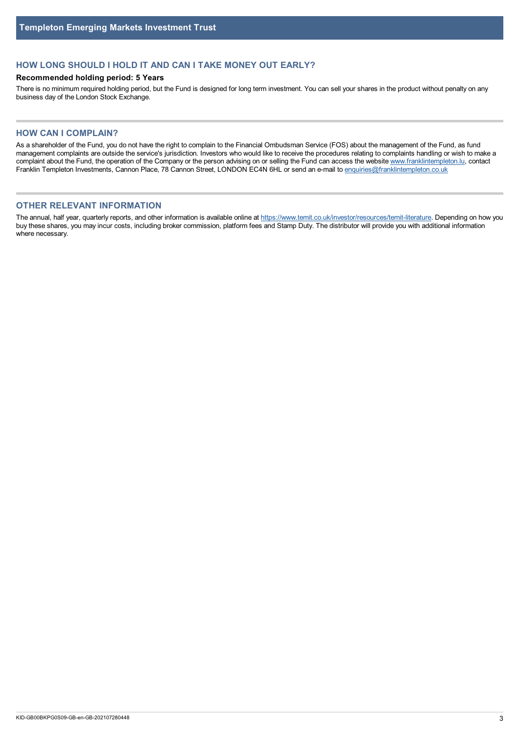## HOW LONG SHOULD I HOLD IT AND CAN I TAKE MONEY OUT EARLY?

**Recommended holding period: 5 Years**

There is no minimum required holding period, but the Fund is designed for long term investment. You can sell your shares in the product without penalty on any business day of the London Stock Exchange.

## HOW CAN I COMPLAIN?

As a shareholder of the Fund, you do not have the right to complain to the Financial Ombudsman Service (FOS) about the management of the Fund, as fund management complaints are outside the service's jurisdiction. Investors who would like to receive the procedures relating to complaints handling or wish to make a complaint about the Fund, the operation of the Company or the person advising on or selling the Fund can access the website www.franklintempleton.lu, contact Franklin Templeton Investments, Cannon Place, 78 Cannon Street, LONDON EC4N 6HL or send an e-mail to enquiries@franklintempleton.co.uk

## OTHER RELEVANT INFORMATION

The annual, half year, quarterly reports, and other information is available online at https://www.temit.co.uk/investor/resources/temit-literature. Depending on how you buy these shares, you may incur costs, including broker commission, platform fees and Stamp Duty. The distributor will provide you with additional information where necessary.